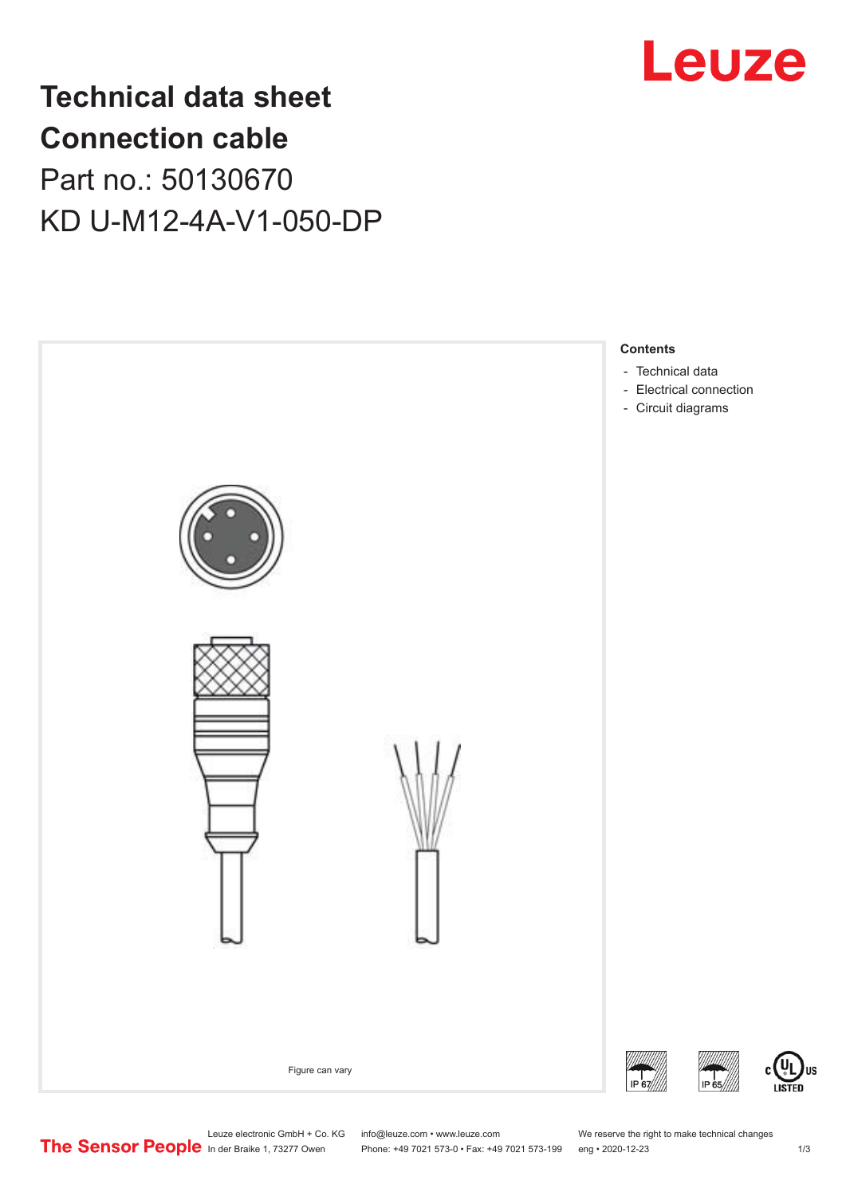# Technical data sheet
# Connection cable

Part no.: 50130670

KD U-M12-4A-V1-050-DP

Figure can vary

**Contents**

- Technical data
- Electrical connection
- Circuit diagrams

Leuze electronic GmbH + Co. KG
In der Braike 1, 73277 Owen

info@leuze.com • www.leuze.com
Phone: +49 7021 573-0 • Fax: +49 7021 573-199

We reserve the right to make technical changes
eng • 2020-12-23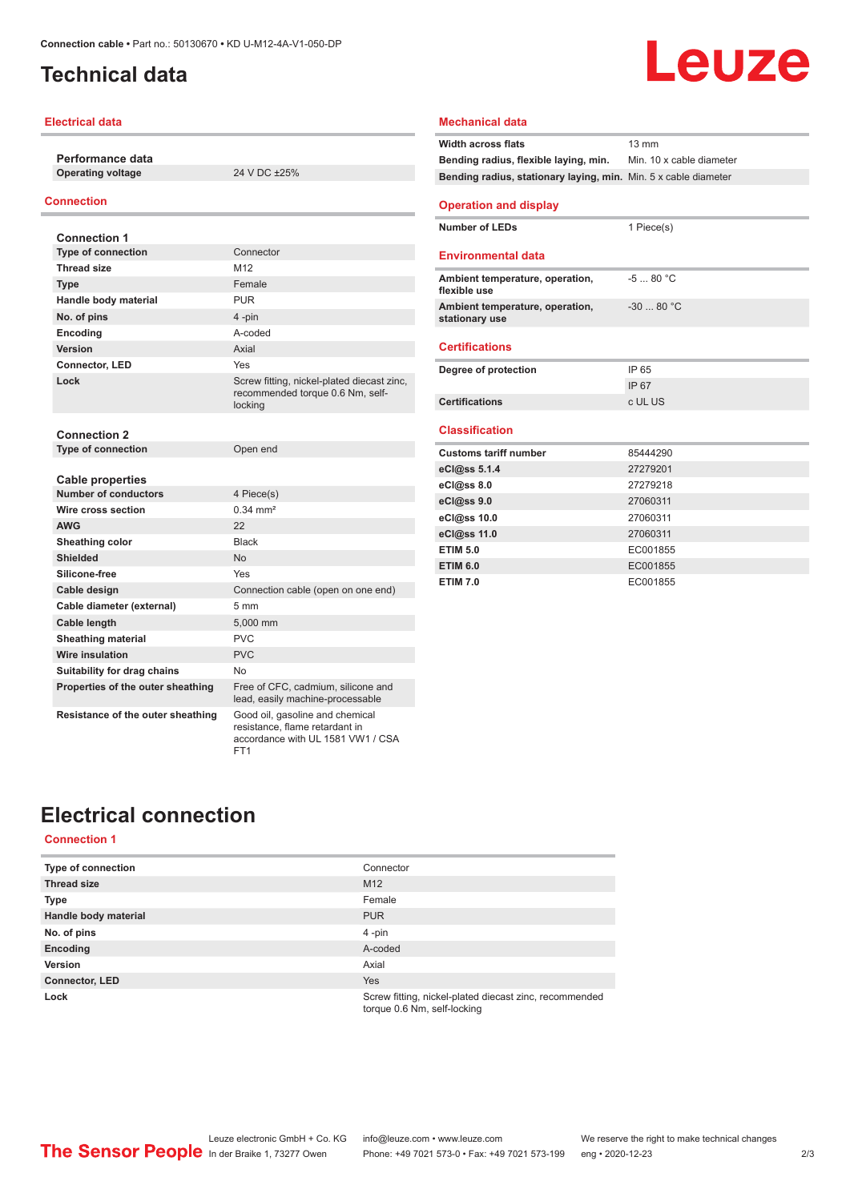# Technical data

## Electrical data

| Performance data | |
|---|---|
| **Operating voltage** | 24 V DC ±25% |

## Connection

| Connection 1 | |
|---|---|
| **Type of connection** | Connector |
| **Thread size** | M12 |
| **Type** | Female |
| **Handle body material** | PUR |
| **No. of pins** | 4 -pin |
| **Encoding** | A-coded |
| **Version** | Axial |
| **Connector, LED** | Yes |
| **Lock** | Screw fitting, nickel-plated diecast zinc, recommended torque 0.6 Nm, self-locking |

| Connection 2 | |
|---|---|
| **Type of connection** | Open end |

| Cable properties | |
|---|---|
| **Number of conductors** | 4 Piece(s) |
| **Wire cross section** | 0.34 mm² |
| **AWG** | 22 |
| **Sheathing color** | Black |
| **Shielded** | No |
| **Silicone-free** | Yes |
| **Cable design** | Connection cable (open on one end) |
| **Cable diameter (external)** | 5 mm |
| **Cable length** | 5,000 mm |
| **Sheathing material** | PVC |
| **Wire insulation** | PVC |
| **Suitability for drag chains** | No |
| **Properties of the outer sheathing** | Free of CFC, cadmium, silicone and lead, easily machine-processable |
| **Resistance of the outer sheathing** | Good oil, gasoline and chemical resistance, flame retardant in accordance with UL 1581 VW1 / CSA FT1 |

## Mechanical data

| | |
|---|---|
| **Width across flats** | 13 mm |
| **Bending radius, flexible laying, min.** | Min. 10 x cable diameter |
| **Bending radius, stationary laying, min.** | Min. 5 x cable diameter |

## Operation and display

| | |
|---|---|
| **Number of LEDs** | 1 Piece(s) |

## Environmental data

| | |
|---|---|
| **Ambient temperature, operation, flexible use** | -5 ... 80 °C |
| **Ambient temperature, operation, stationary use** | -30 ... 80 °C |

## Certifications

| | |
|---|---|
| **Degree of protection** | IP 65 |
| | IP 67 |
| **Certifications** | c UL US |

## Classification

| | |
|---|---|
| **Customs tariff number** | 85444290 |
| **eCl@ss 5.1.4** | 27279201 |
| **eCl@ss 8.0** | 27279218 |
| **eCl@ss 9.0** | 27060311 |
| **eCl@ss 10.0** | 27060311 |
| **eCl@ss 11.0** | 27060311 |
| **ETIM 5.0** | EC001855 |
| **ETIM 6.0** | EC001855 |
| **ETIM 7.0** | EC001855 |

# Electrical connection

## Connection 1

| | |
|---|---|
| **Type of connection** | Connector |
| **Thread size** | M12 |
| **Type** | Female |
| **Handle body material** | PUR |
| **No. of pins** | 4 -pin |
| **Encoding** | A-coded |
| **Version** | Axial |
| **Connector, LED** | Yes |
| **Lock** | Screw fitting, nickel-plated diecast zinc, recommended torque 0.6 Nm, self-locking |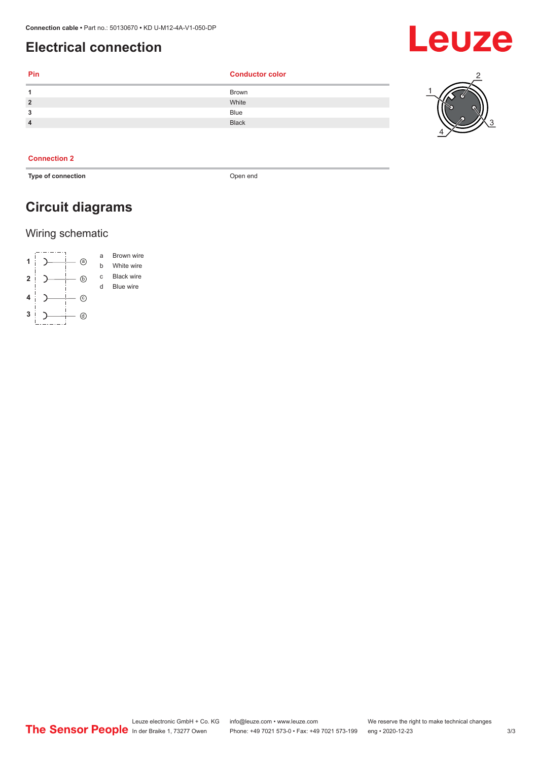## Electrical connection

| Pin | Conductor color |
|---|---|
| 1 | Brown |
| 2 | White |
| 3 | Blue |
| 4 | Black |

1
2
3
4

| Connection 2 | |
|---|---|
| Type of connection | Open end |

## Circuit diagrams

### Wiring schematic

1
2
4
3
a
b
c
d

| | |
|---|---|
| a | Brown wire |
| b | White wire |
| c | Black wire |
| d | Blue wire |